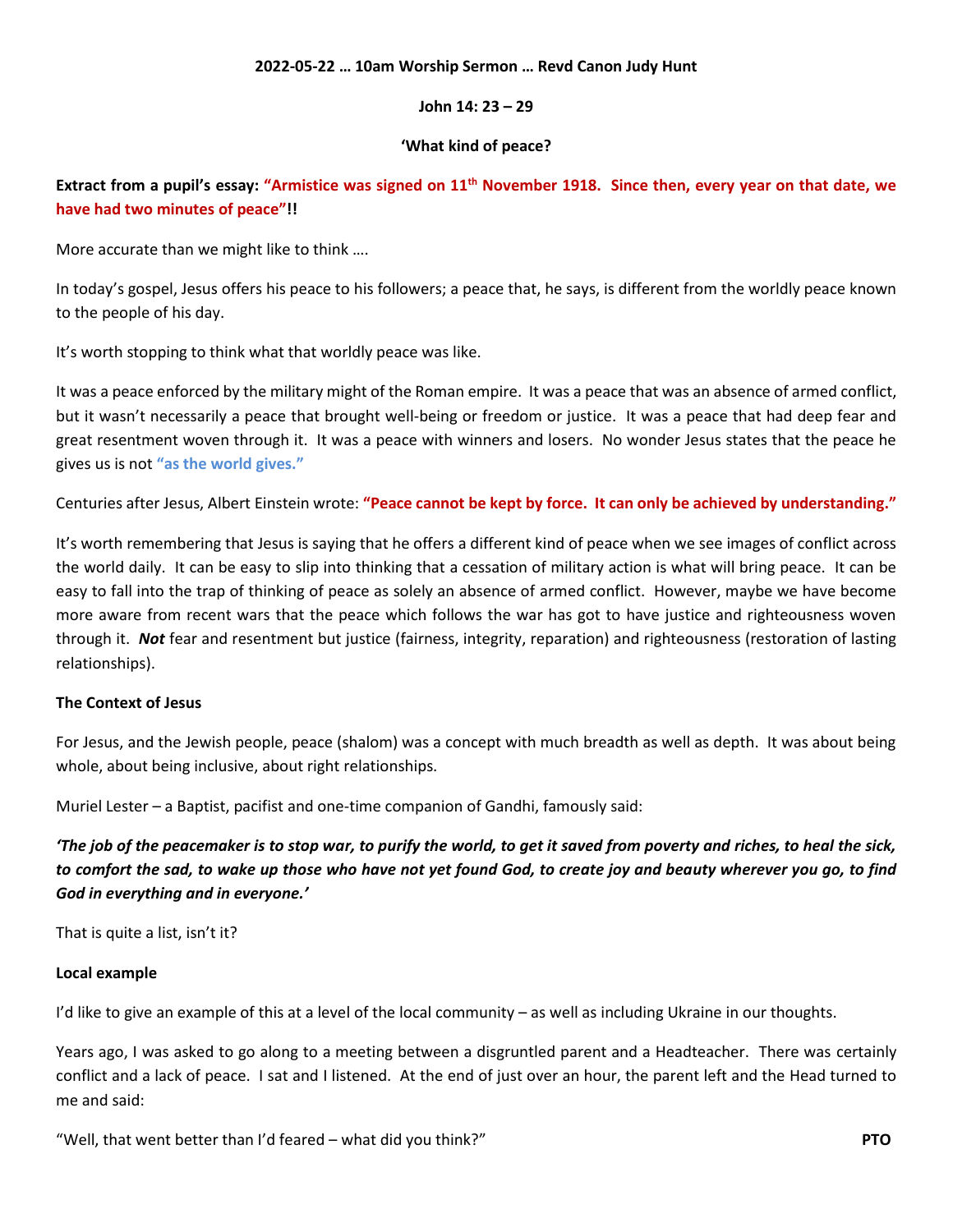**2022-05-22 … 10am Worship Sermon … Revd Canon Judy Hunt**

**John 14: 23 – 29**

**'What kind of peace?**

**Extract from a pupil's essay: "Armistice was signed on 11th November 1918. Since then, every year on that date, we have had two minutes of peace"!!**

More accurate than we might like to think ….

In today's gospel, Jesus offers his peace to his followers; a peace that, he says, is different from the worldly peace known to the people of his day.

It's worth stopping to think what that worldly peace was like.

It was a peace enforced by the military might of the Roman empire. It was a peace that was an absence of armed conflict, but it wasn't necessarily a peace that brought well-being or freedom or justice. It was a peace that had deep fear and great resentment woven through it. It was a peace with winners and losers. No wonder Jesus states that the peace he gives us is not **"as the world gives."**

Centuries after Jesus, Albert Einstein wrote: **"Peace cannot be kept by force. It can only be achieved by understanding."**

It's worth remembering that Jesus is saying that he offers a different kind of peace when we see images of conflict across the world daily. It can be easy to slip into thinking that a cessation of military action is what will bring peace. It can be easy to fall into the trap of thinking of peace as solely an absence of armed conflict. However, maybe we have become more aware from recent wars that the peace which follows the war has got to have justice and righteousness woven through it. ***Not*** fear and resentment but justice (fairness, integrity, reparation) and righteousness (restoration of lasting relationships).

**The Context of Jesus**

For Jesus, and the Jewish people, peace (shalom) was a concept with much breadth as well as depth. It was about being whole, about being inclusive, about right relationships.

Muriel Lester – a Baptist, pacifist and one-time companion of Gandhi, famously said:

***'The job of the peacemaker is to stop war, to purify the world, to get it saved from poverty and riches, to heal the sick, to comfort the sad, to wake up those who have not yet found God, to create joy and beauty wherever you go, to find God in everything and in everyone.'***

That is quite a list, isn't it?

**Local example**

I'd like to give an example of this at a level of the local community – as well as including Ukraine in our thoughts.

Years ago, I was asked to go along to a meeting between a disgruntled parent and a Headteacher. There was certainly conflict and a lack of peace. I sat and I listened. At the end of just over an hour, the parent left and the Head turned to me and said:

"Well, that went better than I'd feared – what did you think?" **PTO**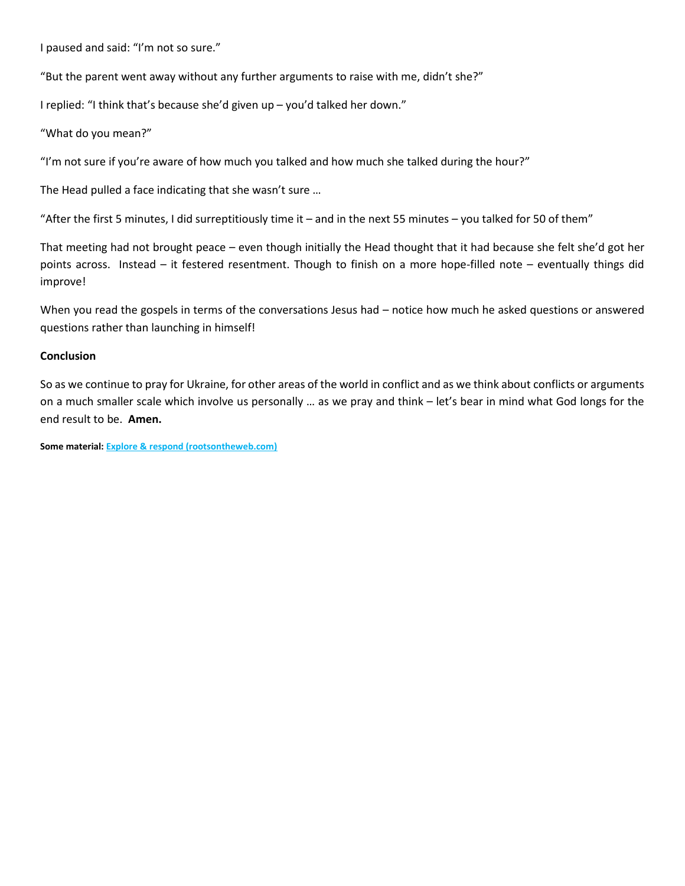I paused and said: “I’m not so sure.”

“But the parent went away without any further arguments to raise with me, didn’t she?”

I replied: “I think that’s because she’d given up – you’d talked her down.”

“What do you mean?”

“I’m not sure if you’re aware of how much you talked and how much she talked during the hour?”

The Head pulled a face indicating that she wasn’t sure …

“After the first 5 minutes, I did surreptitiously time it – and in the next 55 minutes – you talked for 50 of them”

That meeting had not brought peace – even though initially the Head thought that it had because she felt she’d got her points across. Instead – it festered resentment. Though to finish on a more hope-filled note – eventually things did improve!

When you read the gospels in terms of the conversations Jesus had – notice how much he asked questions or answered questions rather than launching in himself!

**Conclusion**

So as we continue to pray for Ukraine, for other areas of the world in conflict and as we think about conflicts or arguments on a much smaller scale which involve us personally … as we pray and think – let’s bear in mind what God longs for the end result to be. **Amen.**

**Some material: Explore & respond (rootsontheweb.com)**